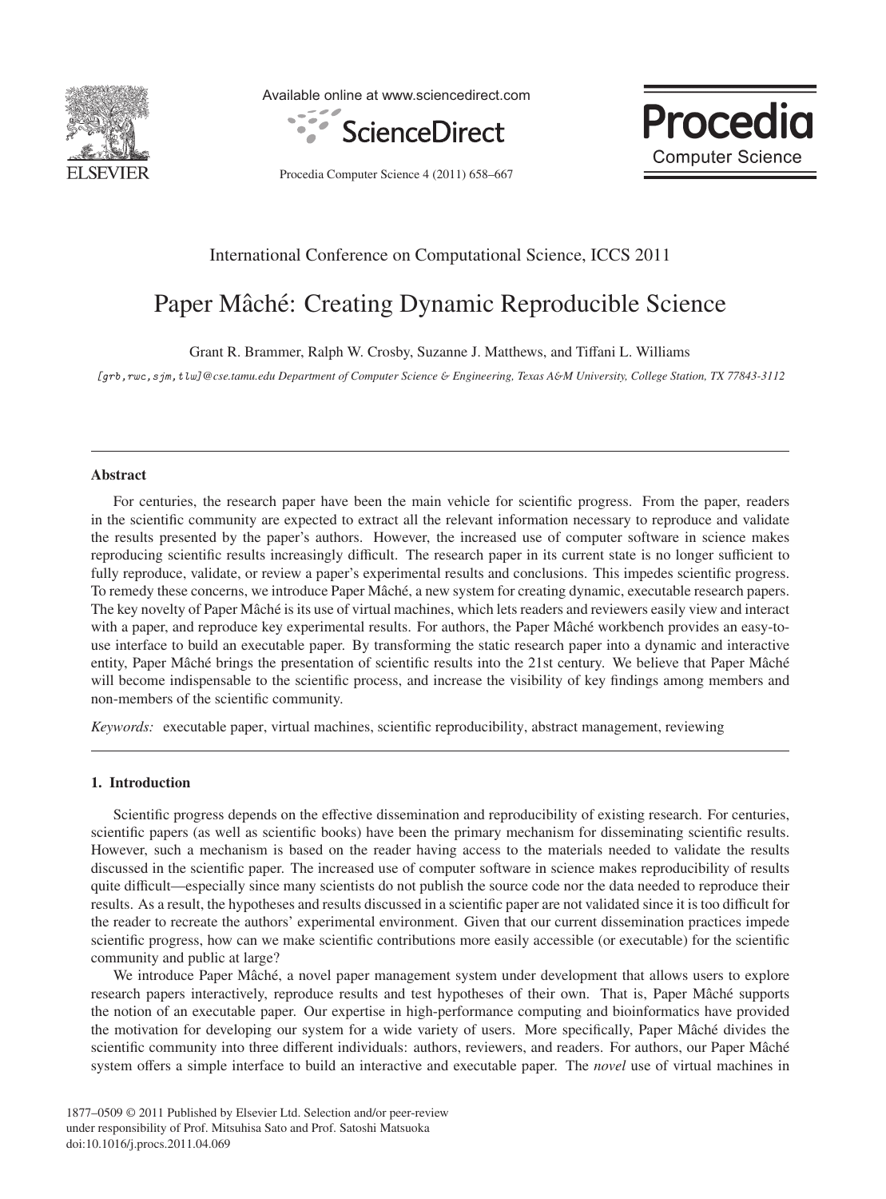International Conference on Computational Science, ICCS 2011

# Paper Mâché: Creating Dynamic Reproducible Science

Grant R. Brammer, Ralph W. Crosby, Suzanne J. Matthews, and Tiffani L. Williams

*[grb,rwc,sjm,tlw]@cse.tamu.edu Department of Computer Science & Engineering, Texas A&M University, College Station, TX 77843-3112*

---

## Abstract

For centuries, the research paper have been the main vehicle for scientific progress. From the paper, readers in the scientific community are expected to extract all the relevant information necessary to reproduce and validate the results presented by the paper's authors. However, the increased use of computer software in science makes reproducing scientific results increasingly difficult. The research paper in its current state is no longer sufficient to fully reproduce, validate, or review a paper's experimental results and conclusions. This impedes scientific progress. To remedy these concerns, we introduce Paper Mâché, a new system for creating dynamic, executable research papers. The key novelty of Paper Mâché is its use of virtual machines, which lets readers and reviewers easily view and interact with a paper, and reproduce key experimental results. For authors, the Paper Mâché workbench provides an easy-to-use interface to build an executable paper. By transforming the static research paper into a dynamic and interactive entity, Paper Mâché brings the presentation of scientific results into the 21st century. We believe that Paper Mâché will become indispensable to the scientific process, and increase the visibility of key findings among members and non-members of the scientific community.

*Keywords:* executable paper, virtual machines, scientific reproducibility, abstract management, reviewing

---

## 1. Introduction

Scientific progress depends on the effective dissemination and reproducibility of existing research. For centuries, scientific papers (as well as scientific books) have been the primary mechanism for disseminating scientific results. However, such a mechanism is based on the reader having access to the materials needed to validate the results discussed in the scientific paper. The increased use of computer software in science makes reproducibility of results quite difficult—especially since many scientists do not publish the source code nor the data needed to reproduce their results. As a result, the hypotheses and results discussed in a scientific paper are not validated since it is too difficult for the reader to recreate the authors' experimental environment. Given that our current dissemination practices impede scientific progress, how can we make scientific contributions more easily accessible (or executable) for the scientific community and public at large?

We introduce Paper Mâché, a novel paper management system under development that allows users to explore research papers interactively, reproduce results and test hypotheses of their own. That is, Paper Mâché supports the notion of an executable paper. Our expertise in high-performance computing and bioinformatics have provided the motivation for developing our system for a wide variety of users. More specifically, Paper Mâché divides the scientific community into three different individuals: authors, reviewers, and readers. For authors, our Paper Mâché system offers a simple interface to build an interactive and executable paper. The *novel* use of virtual machines in

1877–0509 © 2011 Published by Elsevier Ltd. Selection and/or peer-review under responsibility of Prof. Mitsuhisa Sato and Prof. Satoshi Matsuoka
doi:10.1016/j.procs.2011.04.069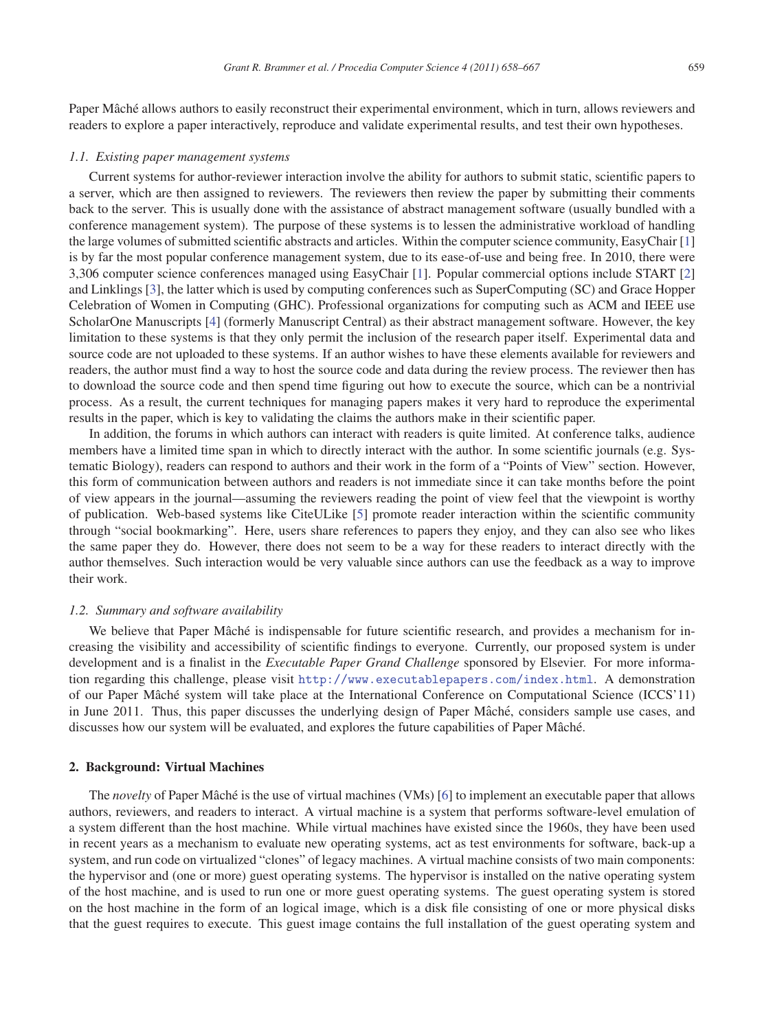Paper Mâché allows authors to easily reconstruct their experimental environment, which in turn, allows reviewers and readers to explore a paper interactively, reproduce and validate experimental results, and test their own hypotheses.

### *1.1. Existing paper management systems*

Current systems for author-reviewer interaction involve the ability for authors to submit static, scientific papers to a server, which are then assigned to reviewers. The reviewers then review the paper by submitting their comments back to the server. This is usually done with the assistance of abstract management software (usually bundled with a conference management system). The purpose of these systems is to lessen the administrative workload of handling the large volumes of submitted scientific abstracts and articles. Within the computer science community, EasyChair [1] is by far the most popular conference management system, due to its ease-of-use and being free. In 2010, there were 3,306 computer science conferences managed using EasyChair [1]. Popular commercial options include START [2] and Linklings [3], the latter which is used by computing conferences such as SuperComputing (SC) and Grace Hopper Celebration of Women in Computing (GHC). Professional organizations for computing such as ACM and IEEE use ScholarOne Manuscripts [4] (formerly Manuscript Central) as their abstract management software. However, the key limitation to these systems is that they only permit the inclusion of the research paper itself. Experimental data and source code are not uploaded to these systems. If an author wishes to have these elements available for reviewers and readers, the author must find a way to host the source code and data during the review process. The reviewer then has to download the source code and then spend time figuring out how to execute the source, which can be a nontrivial process. As a result, the current techniques for managing papers makes it very hard to reproduce the experimental results in the paper, which is key to validating the claims the authors make in their scientific paper.

In addition, the forums in which authors can interact with readers is quite limited. At conference talks, audience members have a limited time span in which to directly interact with the author. In some scientific journals (e.g. Systematic Biology), readers can respond to authors and their work in the form of a "Points of View" section. However, this form of communication between authors and readers is not immediate since it can take months before the point of view appears in the journal—assuming the reviewers reading the point of view feel that the viewpoint is worthy of publication. Web-based systems like CiteULike [5] promote reader interaction within the scientific community through "social bookmarking". Here, users share references to papers they enjoy, and they can also see who likes the same paper they do. However, there does not seem to be a way for these readers to interact directly with the author themselves. Such interaction would be very valuable since authors can use the feedback as a way to improve their work.

### *1.2. Summary and software availability*

We believe that Paper Mâché is indispensable for future scientific research, and provides a mechanism for increasing the visibility and accessibility of scientific findings to everyone. Currently, our proposed system is under development and is a finalist in the *Executable Paper Grand Challenge* sponsored by Elsevier. For more information regarding this challenge, please visit `http://www.executablepapers.com/index.html`. A demonstration of our Paper Mâché system will take place at the International Conference on Computational Science (ICCS'11) in June 2011. Thus, this paper discusses the underlying design of Paper Mâché, considers sample use cases, and discusses how our system will be evaluated, and explores the future capabilities of Paper Mâché.

## 2. Background: Virtual Machines

The *novelty* of Paper Mâché is the use of virtual machines (VMs) [6] to implement an executable paper that allows authors, reviewers, and readers to interact. A virtual machine is a system that performs software-level emulation of a system different than the host machine. While virtual machines have existed since the 1960s, they have been used in recent years as a mechanism to evaluate new operating systems, act as test environments for software, back-up a system, and run code on virtualized "clones" of legacy machines. A virtual machine consists of two main components: the hypervisor and (one or more) guest operating systems. The hypervisor is installed on the native operating system of the host machine, and is used to run one or more guest operating systems. The guest operating system is stored on the host machine in the form of an logical image, which is a disk file consisting of one or more physical disks that the guest requires to execute. This guest image contains the full installation of the guest operating system and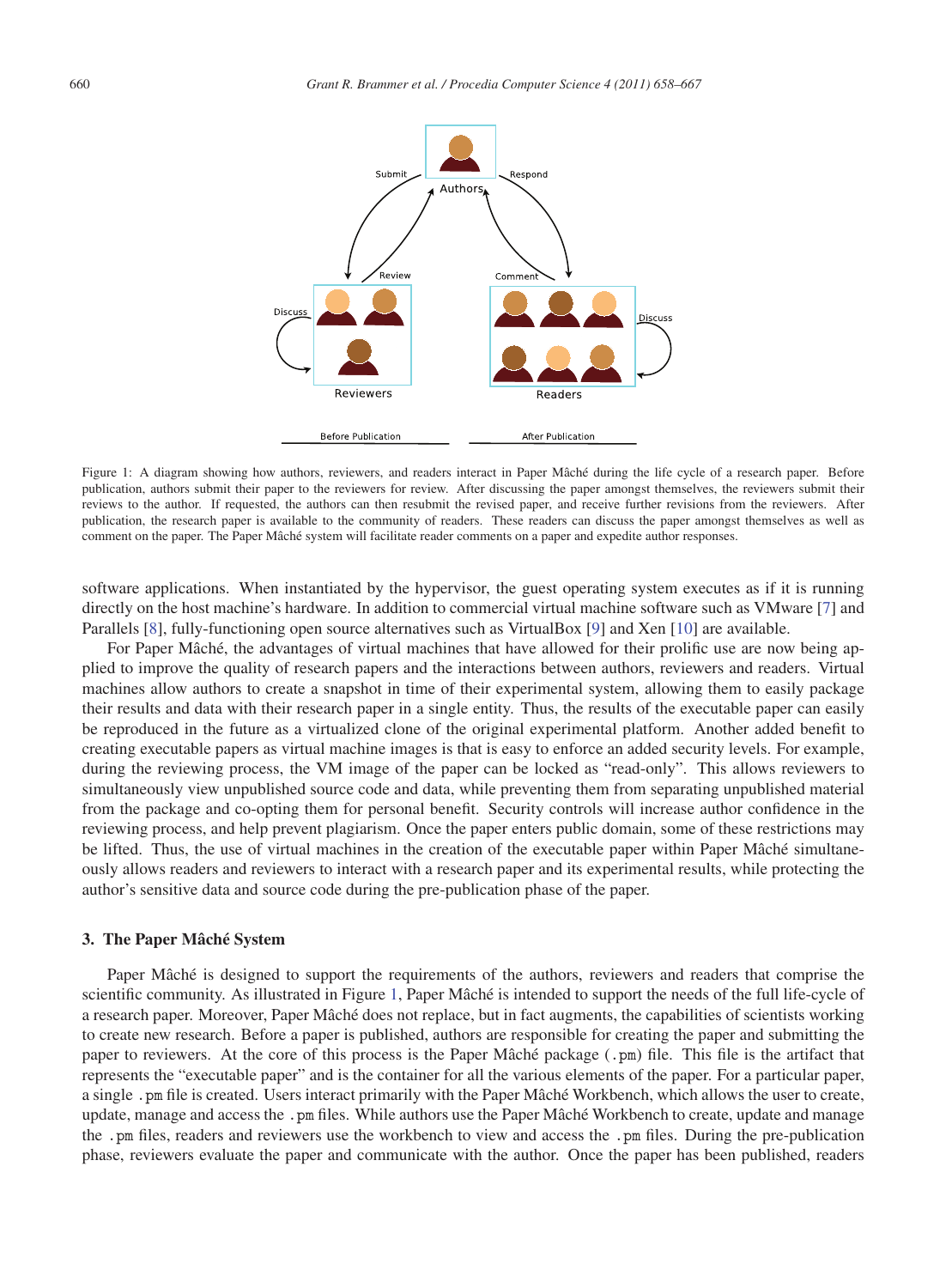Figure 1: A diagram showing how authors, reviewers, and readers interact in Paper Mâché during the life cycle of a research paper. Before publication, authors submit their paper to the reviewers for review. After discussing the paper amongst themselves, the reviewers submit their reviews to the author. If requested, the authors can then resubmit the revised paper, and receive further revisions from the reviewers. After publication, the research paper is available to the community of readers. These readers can discuss the paper amongst themselves as well as comment on the paper. The Paper Mâché system will facilitate reader comments on a paper and expedite author responses.

software applications. When instantiated by the hypervisor, the guest operating system executes as if it is running directly on the host machine's hardware. In addition to commercial virtual machine software such as VMware [7] and Parallels [8], fully-functioning open source alternatives such as VirtualBox [9] and Xen [10] are available.

For Paper Mâché, the advantages of virtual machines that have allowed for their prolific use are now being applied to improve the quality of research papers and the interactions between authors, reviewers and readers. Virtual machines allow authors to create a snapshot in time of their experimental system, allowing them to easily package their results and data with their research paper in a single entity. Thus, the results of the executable paper can easily be reproduced in the future as a virtualized clone of the original experimental platform. Another added benefit to creating executable papers as virtual machine images is that is easy to enforce an added security levels. For example, during the reviewing process, the VM image of the paper can be locked as "read-only". This allows reviewers to simultaneously view unpublished source code and data, while preventing them from separating unpublished material from the package and co-opting them for personal benefit. Security controls will increase author confidence in the reviewing process, and help prevent plagiarism. Once the paper enters public domain, some of these restrictions may be lifted. Thus, the use of virtual machines in the creation of the executable paper within Paper Mâché simultaneously allows readers and reviewers to interact with a research paper and its experimental results, while protecting the author's sensitive data and source code during the pre-publication phase of the paper.

## 3. The Paper Mâché System

Paper Mâché is designed to support the requirements of the authors, reviewers and readers that comprise the scientific community. As illustrated in Figure 1, Paper Mâché is intended to support the needs of the full life-cycle of a research paper. Moreover, Paper Mâché does not replace, but in fact augments, the capabilities of scientists working to create new research. Before a paper is published, authors are responsible for creating the paper and submitting the paper to reviewers. At the core of this process is the Paper Mâché package (`.pm`) file. This file is the artifact that represents the "executable paper" and is the container for all the various elements of the paper. For a particular paper, a single `.pm` file is created. Users interact primarily with the Paper Mâché Workbench, which allows the user to create, update, manage and access the `.pm` files. While authors use the Paper Mâché Workbench to create, update and manage the `.pm` files, readers and reviewers use the workbench to view and access the `.pm` files. During the pre-publication phase, reviewers evaluate the paper and communicate with the author. Once the paper has been published, readers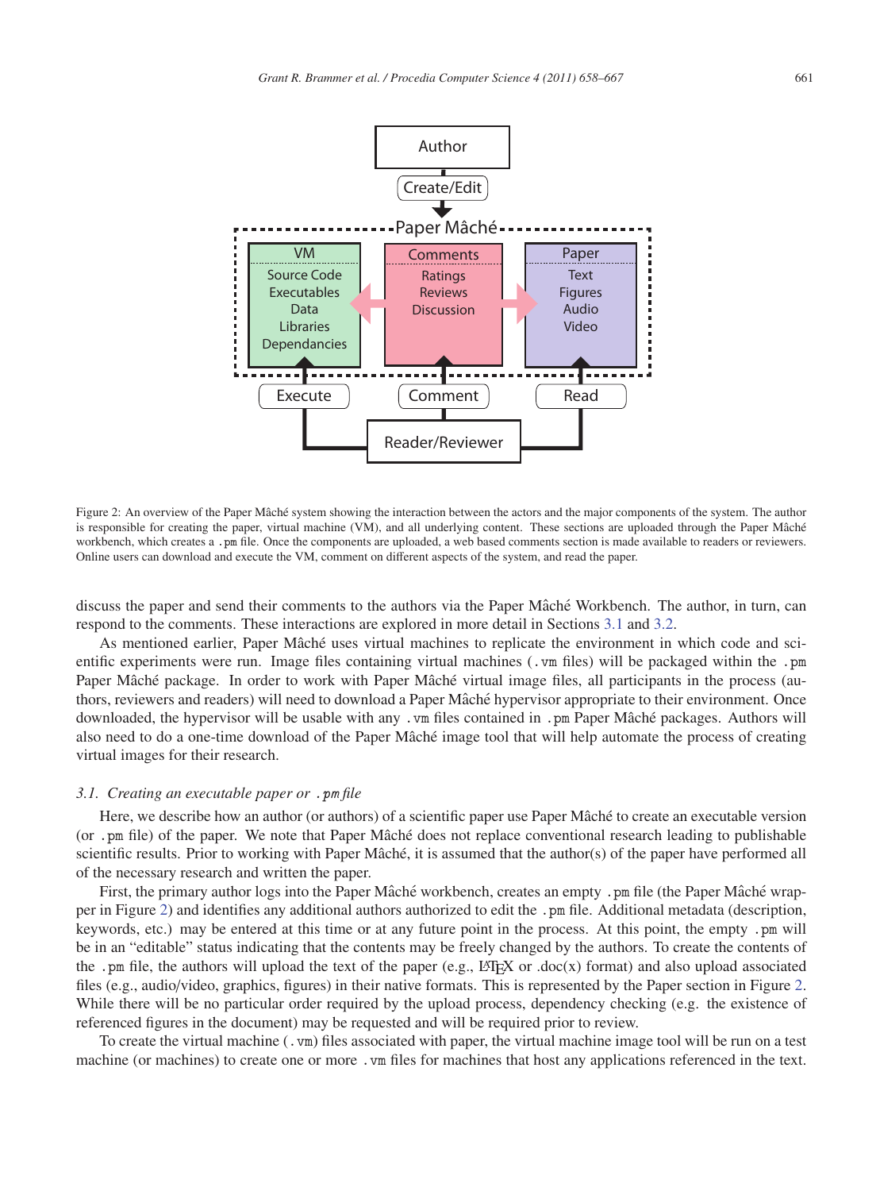Figure 2: An overview of the Paper Mâché system showing the interaction between the actors and the major components of the system. The author is responsible for creating the paper, virtual machine (VM), and all underlying content. These sections are uploaded through the Paper Mâché workbench, which creates a `.pm` file. Once the components are uploaded, a web based comments section is made available to readers or reviewers. Online users can download and execute the VM, comment on different aspects of the system, and read the paper.

discuss the paper and send their comments to the authors via the Paper Mâché Workbench. The author, in turn, can respond to the comments. These interactions are explored in more detail in Sections 3.1 and 3.2.

As mentioned earlier, Paper Mâché uses virtual machines to replicate the environment in which code and scientific experiments were run. Image files containing virtual machines (`.vm` files) will be packaged within the `.pm` Paper Mâché package. In order to work with Paper Mâché virtual image files, all participants in the process (authors, reviewers and readers) will need to download a Paper Mâché hypervisor appropriate to their environment. Once downloaded, the hypervisor will be usable with any `.vm` files contained in `.pm` Paper Mâché packages. Authors will also need to do a one-time download of the Paper Mâché image tool that will help automate the process of creating virtual images for their research.

### *3.1. Creating an executable paper or `.pm` file*

Here, we describe how an author (or authors) of a scientific paper use Paper Mâché to create an executable version (or `.pm` file) of the paper. We note that Paper Mâché does not replace conventional research leading to publishable scientific results. Prior to working with Paper Mâché, it is assumed that the author(s) of the paper have performed all of the necessary research and written the paper.

First, the primary author logs into the Paper Mâché workbench, creates an empty `.pm` file (the Paper Mâché wrapper in Figure 2) and identifies any additional authors authorized to edit the `.pm` file. Additional metadata (description, keywords, etc.) may be entered at this time or at any future point in the process. At this point, the empty `.pm` will be in an "editable" status indicating that the contents may be freely changed by the authors. To create the contents of the `.pm` file, the authors will upload the text of the paper (e.g., LaTeX or .doc(x) format) and also upload associated files (e.g., audio/video, graphics, figures) in their native formats. This is represented by the Paper section in Figure 2. While there will be no particular order required by the upload process, dependency checking (e.g. the existence of referenced figures in the document) may be requested and will be required prior to review.

To create the virtual machine (`.vm`) files associated with paper, the virtual machine image tool will be run on a test machine (or machines) to create one or more `.vm` files for machines that host any applications referenced in the text.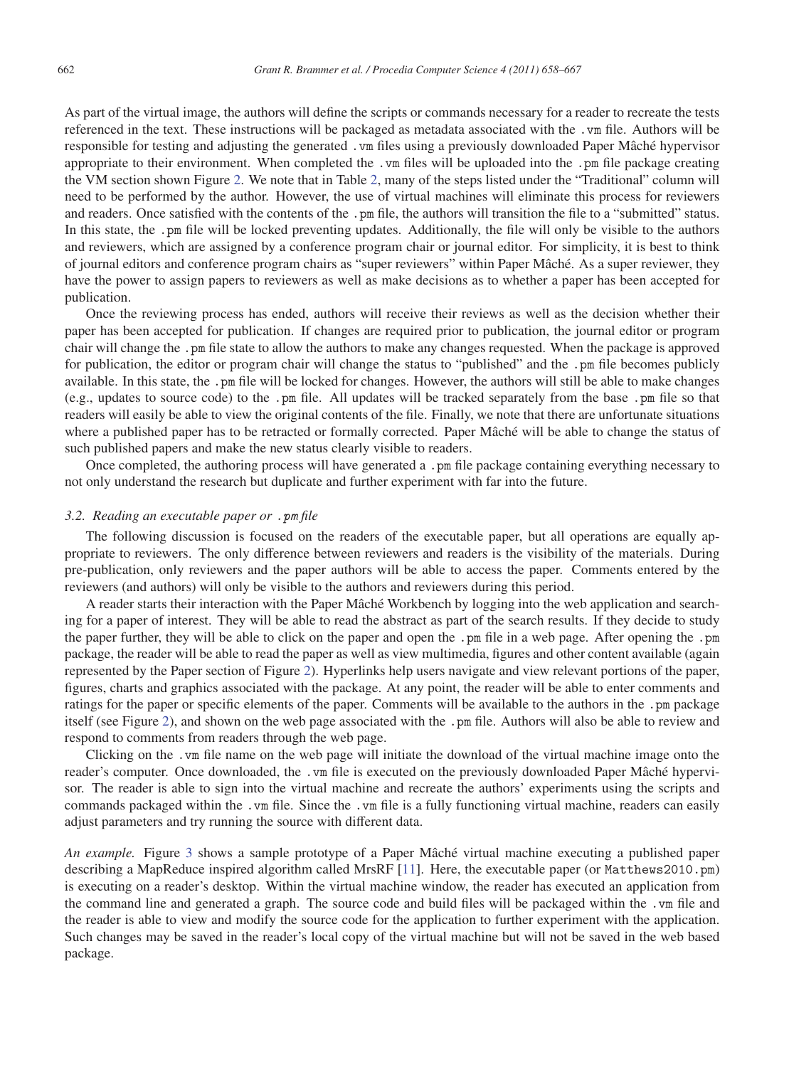As part of the virtual image, the authors will define the scripts or commands necessary for a reader to recreate the tests referenced in the text. These instructions will be packaged as metadata associated with the `.vm` file. Authors will be responsible for testing and adjusting the generated `.vm` files using a previously downloaded Paper Mâché hypervisor appropriate to their environment. When completed the `.vm` files will be uploaded into the `.pm` file package creating the VM section shown Figure 2. We note that in Table 2, many of the steps listed under the "Traditional" column will need to be performed by the author. However, the use of virtual machines will eliminate this process for reviewers and readers. Once satisfied with the contents of the `.pm` file, the authors will transition the file to a "submitted" status. In this state, the `.pm` file will be locked preventing updates. Additionally, the file will only be visible to the authors and reviewers, which are assigned by a conference program chair or journal editor. For simplicity, it is best to think of journal editors and conference program chairs as "super reviewers" within Paper Mâché. As a super reviewer, they have the power to assign papers to reviewers as well as make decisions as to whether a paper has been accepted for publication.

Once the reviewing process has ended, authors will receive their reviews as well as the decision whether their paper has been accepted for publication. If changes are required prior to publication, the journal editor or program chair will change the `.pm` file state to allow the authors to make any changes requested. When the package is approved for publication, the editor or program chair will change the status to "published" and the `.pm` file becomes publicly available. In this state, the `.pm` file will be locked for changes. However, the authors will still be able to make changes (e.g., updates to source code) to the `.pm` file. All updates will be tracked separately from the base `.pm` file so that readers will easily be able to view the original contents of the file. Finally, we note that there are unfortunate situations where a published paper has to be retracted or formally corrected. Paper Mâché will be able to change the status of such published papers and make the new status clearly visible to readers.

Once completed, the authoring process will have generated a `.pm` file package containing everything necessary to not only understand the research but duplicate and further experiment with far into the future.

### 3.2. Reading an executable paper or `.pm` file

The following discussion is focused on the readers of the executable paper, but all operations are equally appropriate to reviewers. The only difference between reviewers and readers is the visibility of the materials. During pre-publication, only reviewers and the paper authors will be able to access the paper. Comments entered by the reviewers (and authors) will only be visible to the authors and reviewers during this period.

A reader starts their interaction with the Paper Mâché Workbench by logging into the web application and searching for a paper of interest. They will be able to read the abstract as part of the search results. If they decide to study the paper further, they will be able to click on the paper and open the `.pm` file in a web page. After opening the `.pm` package, the reader will be able to read the paper as well as view multimedia, figures and other content available (again represented by the Paper section of Figure 2). Hyperlinks help users navigate and view relevant portions of the paper, figures, charts and graphics associated with the package. At any point, the reader will be able to enter comments and ratings for the paper or specific elements of the paper. Comments will be available to the authors in the `.pm` package itself (see Figure 2), and shown on the web page associated with the `.pm` file. Authors will also be able to review and respond to comments from readers through the web page.

Clicking on the `.vm` file name on the web page will initiate the download of the virtual machine image onto the reader's computer. Once downloaded, the `.vm` file is executed on the previously downloaded Paper Mâché hypervisor. The reader is able to sign into the virtual machine and recreate the authors' experiments using the scripts and commands packaged within the `.vm` file. Since the `.vm` file is a fully functioning virtual machine, readers can easily adjust parameters and try running the source with different data.

*An example.* Figure 3 shows a sample prototype of a Paper Mâché virtual machine executing a published paper describing a MapReduce inspired algorithm called MrsRF [11]. Here, the executable paper (or `Matthews2010.pm`) is executing on a reader's desktop. Within the virtual machine window, the reader has executed an application from the command line and generated a graph. The source code and build files will be packaged within the `.vm` file and the reader is able to view and modify the source code for the application to further experiment with the application. Such changes may be saved in the reader's local copy of the virtual machine but will not be saved in the web based package.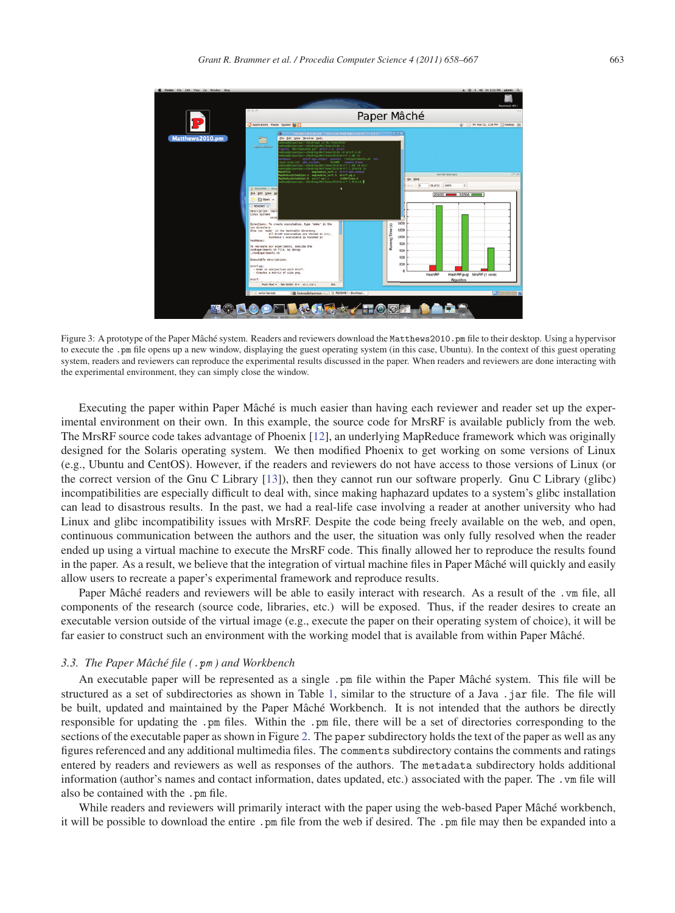Figure 3: A prototype of the Paper Mâché system. Readers and reviewers download the `Matthews2010.pm` file to their desktop. Using a hypervisor to execute the `.pm` file opens up a new window, displaying the guest operating system (in this case, Ubuntu). In the context of this guest operating system, readers and reviewers can reproduce the experimental results discussed in the paper. When readers and reviewers are done interacting with the experimental environment, they can simply close the window.

Executing the paper within Paper Mâché is much easier than having each reviewer and reader set up the experimental environment on their own. In this example, the source code for MrsRF is available publicly from the web. The MrsRF source code takes advantage of Phoenix [12], an underlying MapReduce framework which was originally designed for the Solaris operating system. We then modified Phoenix to get working on some versions of Linux (e.g., Ubuntu and CentOS). However, if the readers and reviewers do not have access to those versions of Linux (or the correct version of the Gnu C Library [13]), then they cannot run our software properly. Gnu C Library (glibc) incompatibilities are especially difficult to deal with, since making haphazard updates to a system's glibc installation can lead to disastrous results. In the past, we had a real-life case involving a reader at another university who had Linux and glibc incompatibility issues with MrsRF. Despite the code being freely available on the web, and open, continuous communication between the authors and the user, the situation was only fully resolved when the reader ended up using a virtual machine to execute the MrsRF code. This finally allowed her to reproduce the results found in the paper. As a result, we believe that the integration of virtual machine files in Paper Mâché will quickly and easily allow users to recreate a paper's experimental framework and reproduce results.

Paper Mâché readers and reviewers will be able to easily interact with research. As a result of the `.vm` file, all components of the research (source code, libraries, etc.) will be exposed. Thus, if the reader desires to create an executable version outside of the virtual image (e.g., execute the paper on their operating system of choice), it will be far easier to construct such an environment with the working model that is available from within Paper Mâché.

### *3.3. The Paper Mâché file (`.pm`) and Workbench*

An executable paper will be represented as a single `.pm` file within the Paper Mâché system. This file will be structured as a set of subdirectories as shown in Table 1, similar to the structure of a Java `.jar` file. The file will be built, updated and maintained by the Paper Mâché Workbench. It is not intended that the authors be directly responsible for updating the `.pm` files. Within the `.pm` file, there will be a set of directories corresponding to the sections of the executable paper as shown in Figure 2. The `paper` subdirectory holds the text of the paper as well as any figures referenced and any additional multimedia files. The `comments` subdirectory contains the comments and ratings entered by readers and reviewers as well as responses of the authors. The `metadata` subdirectory holds additional information (author's names and contact information, dates updated, etc.) associated with the paper. The `.vm` file will also be contained with the `.pm` file.

While readers and reviewers will primarily interact with the paper using the web-based Paper Mâché workbench, it will be possible to download the entire `.pm` file from the web if desired. The `.pm` file may then be expanded into a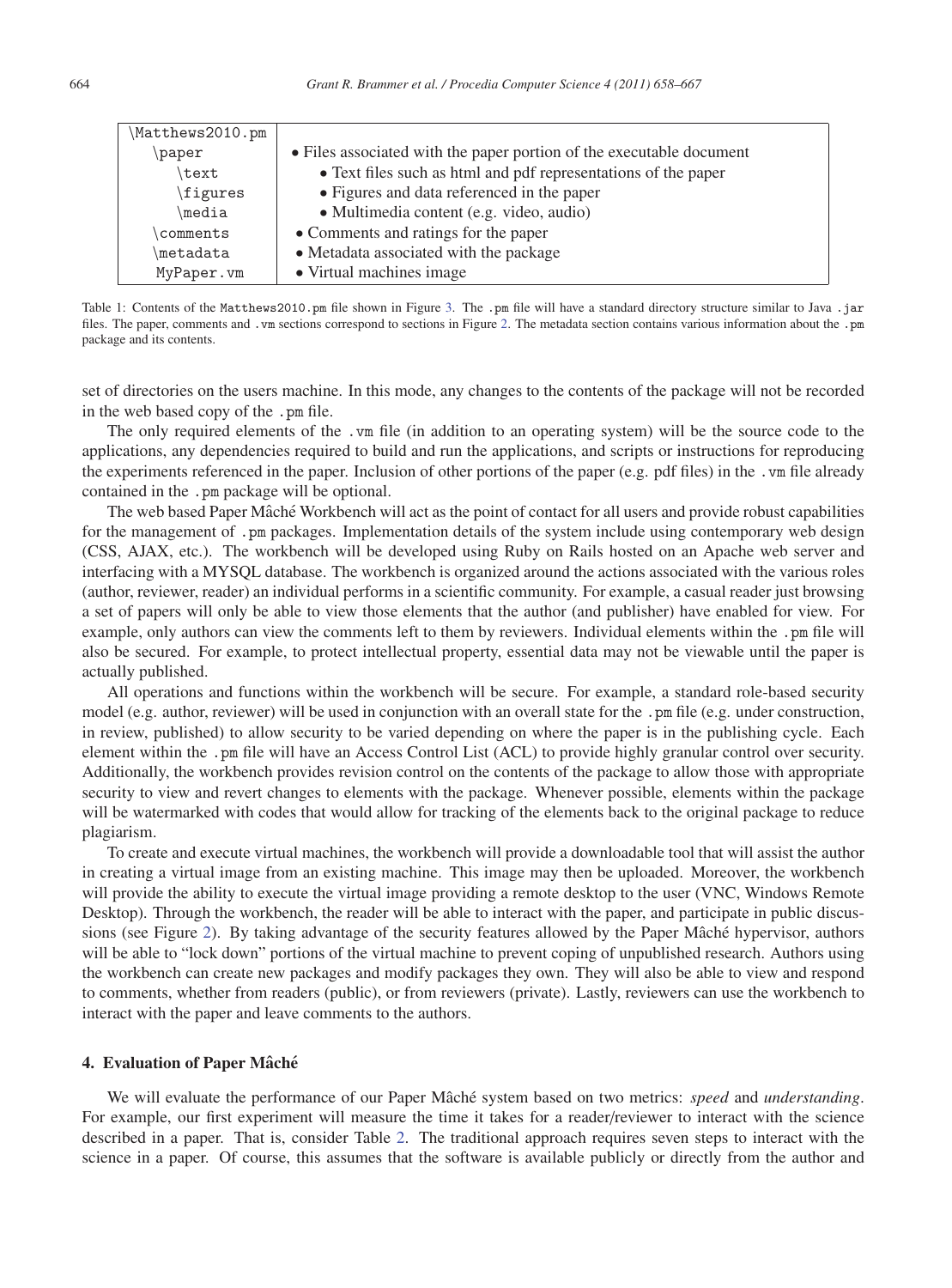| \Matthews2010.pm | |
|---|---|
| \paper | • Files associated with the paper portion of the executable document |
| \text | • Text files such as html and pdf representations of the paper |
| \figures | • Figures and data referenced in the paper |
| \media | • Multimedia content (e.g. video, audio) |
| \comments | • Comments and ratings for the paper |
| \metadata | • Metadata associated with the package |
| MyPaper.vm | • Virtual machines image |

Table 1: Contents of the Matthews2010.pm file shown in Figure 3. The .pm file will have a standard directory structure similar to Java .jar files. The paper, comments and .vm sections correspond to sections in Figure 2. The metadata section contains various information about the .pm package and its contents.

set of directories on the users machine. In this mode, any changes to the contents of the package will not be recorded in the web based copy of the .pm file.

The only required elements of the .vm file (in addition to an operating system) will be the source code to the applications, any dependencies required to build and run the applications, and scripts or instructions for reproducing the experiments referenced in the paper. Inclusion of other portions of the paper (e.g. pdf files) in the .vm file already contained in the .pm package will be optional.

The web based Paper Mâché Workbench will act as the point of contact for all users and provide robust capabilities for the management of .pm packages. Implementation details of the system include using contemporary web design (CSS, AJAX, etc.). The workbench will be developed using Ruby on Rails hosted on an Apache web server and interfacing with a MYSQL database. The workbench is organized around the actions associated with the various roles (author, reviewer, reader) an individual performs in a scientific community. For example, a casual reader just browsing a set of papers will only be able to view those elements that the author (and publisher) have enabled for view. For example, only authors can view the comments left to them by reviewers. Individual elements within the .pm file will also be secured. For example, to protect intellectual property, essential data may not be viewable until the paper is actually published.

All operations and functions within the workbench will be secure. For example, a standard role-based security model (e.g. author, reviewer) will be used in conjunction with an overall state for the .pm file (e.g. under construction, in review, published) to allow security to be varied depending on where the paper is in the publishing cycle. Each element within the .pm file will have an Access Control List (ACL) to provide highly granular control over security. Additionally, the workbench provides revision control on the contents of the package to allow those with appropriate security to view and revert changes to elements with the package. Whenever possible, elements within the package will be watermarked with codes that would allow for tracking of the elements back to the original package to reduce plagiarism.

To create and execute virtual machines, the workbench will provide a downloadable tool that will assist the author in creating a virtual image from an existing machine. This image may then be uploaded. Moreover, the workbench will provide the ability to execute the virtual image providing a remote desktop to the user (VNC, Windows Remote Desktop). Through the workbench, the reader will be able to interact with the paper, and participate in public discussions (see Figure 2). By taking advantage of the security features allowed by the Paper Mâché hypervisor, authors will be able to "lock down" portions of the virtual machine to prevent coping of unpublished research. Authors using the workbench can create new packages and modify packages they own. They will also be able to view and respond to comments, whether from readers (public), or from reviewers (private). Lastly, reviewers can use the workbench to interact with the paper and leave comments to the authors.

## 4. Evaluation of Paper Mâché

We will evaluate the performance of our Paper Mâché system based on two metrics: *speed* and *understanding*. For example, our first experiment will measure the time it takes for a reader/reviewer to interact with the science described in a paper. That is, consider Table 2. The traditional approach requires seven steps to interact with the science in a paper. Of course, this assumes that the software is available publicly or directly from the author and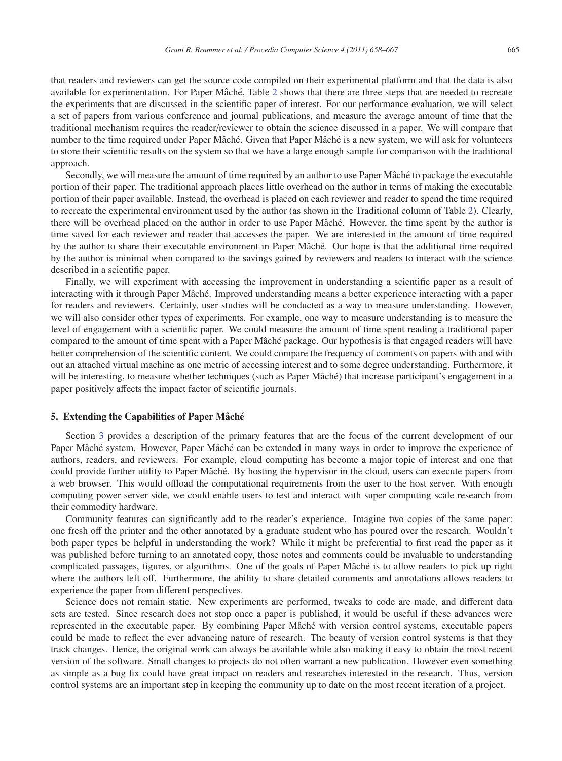that readers and reviewers can get the source code compiled on their experimental platform and that the data is also available for experimentation. For Paper Mâché, Table 2 shows that there are three steps that are needed to recreate the experiments that are discussed in the scientific paper of interest. For our performance evaluation, we will select a set of papers from various conference and journal publications, and measure the average amount of time that the traditional mechanism requires the reader/reviewer to obtain the science discussed in a paper. We will compare that number to the time required under Paper Mâché. Given that Paper Mâché is a new system, we will ask for volunteers to store their scientific results on the system so that we have a large enough sample for comparison with the traditional approach.

Secondly, we will measure the amount of time required by an author to use Paper Mâché to package the executable portion of their paper. The traditional approach places little overhead on the author in terms of making the executable portion of their paper available. Instead, the overhead is placed on each reviewer and reader to spend the time required to recreate the experimental environment used by the author (as shown in the Traditional column of Table 2). Clearly, there will be overhead placed on the author in order to use Paper Mâché. However, the time spent by the author is time saved for each reviewer and reader that accesses the paper. We are interested in the amount of time required by the author to share their executable environment in Paper Mâché. Our hope is that the additional time required by the author is minimal when compared to the savings gained by reviewers and readers to interact with the science described in a scientific paper.

Finally, we will experiment with accessing the improvement in understanding a scientific paper as a result of interacting with it through Paper Mâché. Improved understanding means a better experience interacting with a paper for readers and reviewers. Certainly, user studies will be conducted as a way to measure understanding. However, we will also consider other types of experiments. For example, one way to measure understanding is to measure the level of engagement with a scientific paper. We could measure the amount of time spent reading a traditional paper compared to the amount of time spent with a Paper Mâché package. Our hypothesis is that engaged readers will have better comprehension of the scientific content. We could compare the frequency of comments on papers with and with out an attached virtual machine as one metric of accessing interest and to some degree understanding. Furthermore, it will be interesting, to measure whether techniques (such as Paper Mâché) that increase participant's engagement in a paper positively affects the impact factor of scientific journals.

## 5. Extending the Capabilities of Paper Mâché

Section 3 provides a description of the primary features that are the focus of the current development of our Paper Mâché system. However, Paper Mâché can be extended in many ways in order to improve the experience of authors, readers, and reviewers. For example, cloud computing has become a major topic of interest and one that could provide further utility to Paper Mâché. By hosting the hypervisor in the cloud, users can execute papers from a web browser. This would offload the computational requirements from the user to the host server. With enough computing power server side, we could enable users to test and interact with super computing scale research from their commodity hardware.

Community features can significantly add to the reader's experience. Imagine two copies of the same paper: one fresh off the printer and the other annotated by a graduate student who has poured over the research. Wouldn't both paper types be helpful in understanding the work? While it might be preferential to first read the paper as it was published before turning to an annotated copy, those notes and comments could be invaluable to understanding complicated passages, figures, or algorithms. One of the goals of Paper Mâché is to allow readers to pick up right where the authors left off. Furthermore, the ability to share detailed comments and annotations allows readers to experience the paper from different perspectives.

Science does not remain static. New experiments are performed, tweaks to code are made, and different data sets are tested. Since research does not stop once a paper is published, it would be useful if these advances were represented in the executable paper. By combining Paper Mâché with version control systems, executable papers could be made to reflect the ever advancing nature of research. The beauty of version control systems is that they track changes. Hence, the original work can always be available while also making it easy to obtain the most recent version of the software. Small changes to projects do not often warrant a new publication. However even something as simple as a bug fix could have great impact on readers and researches interested in the research. Thus, version control systems are an important step in keeping the community up to date on the most recent iteration of a project.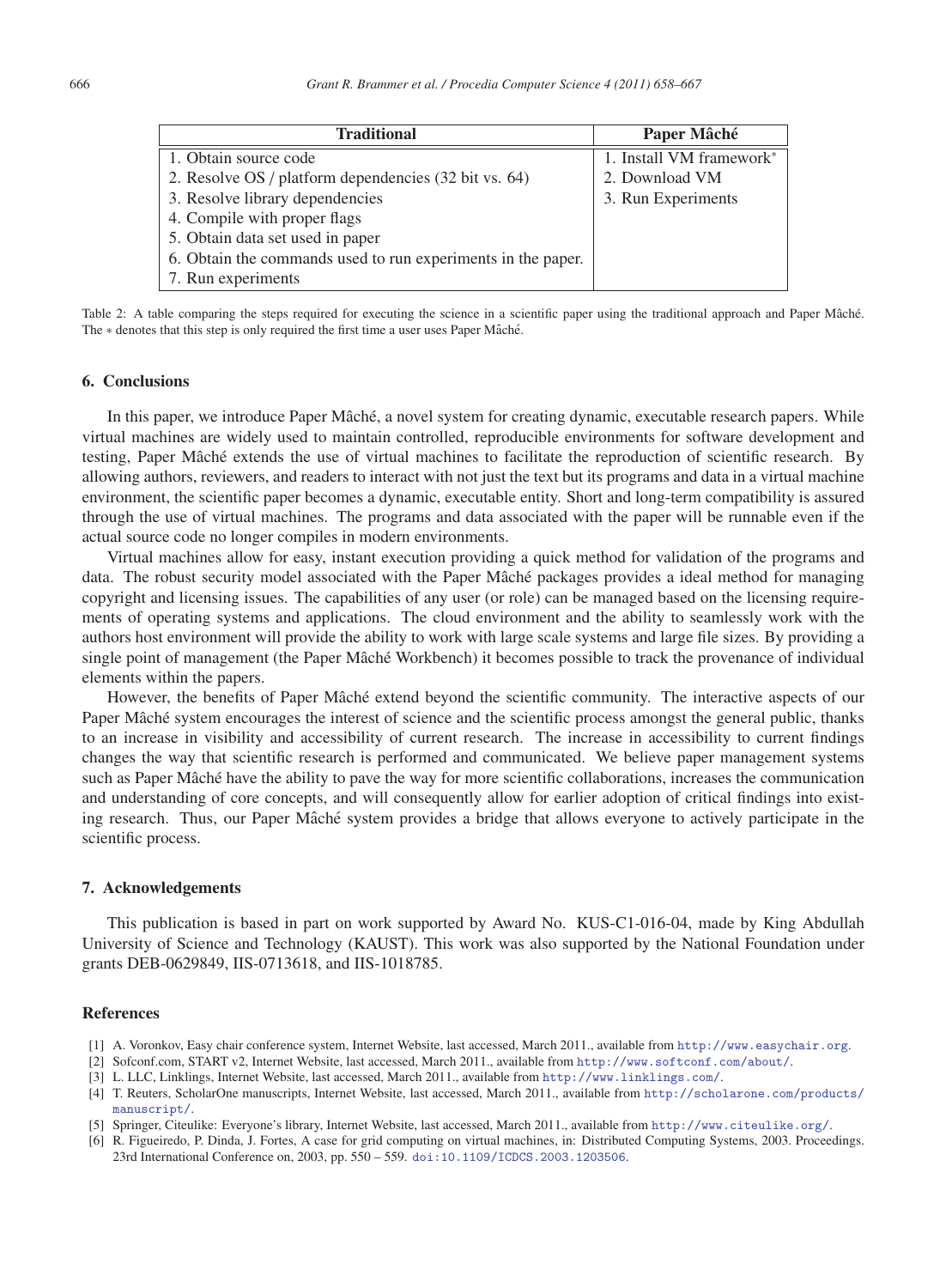| Traditional | Paper Mâché |
| --- | --- |
| 1. Obtain source code | 1. Install VM framework* |
| 2. Resolve OS / platform dependencies (32 bit vs. 64) | 2. Download VM |
| 3. Resolve library dependencies | 3. Run Experiments |
| 4. Compile with proper flags | |
| 5. Obtain data set used in paper | |
| 6. Obtain the commands used to run experiments in the paper. | |
| 7. Run experiments | |

Table 2: A table comparing the steps required for executing the science in a scientific paper using the traditional approach and Paper Mâché. The ∗ denotes that this step is only required the first time a user uses Paper Mâché.

## 6. Conclusions

In this paper, we introduce Paper Mâché, a novel system for creating dynamic, executable research papers. While virtual machines are widely used to maintain controlled, reproducible environments for software development and testing, Paper Mâché extends the use of virtual machines to facilitate the reproduction of scientific research. By allowing authors, reviewers, and readers to interact with not just the text but its programs and data in a virtual machine environment, the scientific paper becomes a dynamic, executable entity. Short and long-term compatibility is assured through the use of virtual machines. The programs and data associated with the paper will be runnable even if the actual source code no longer compiles in modern environments.

Virtual machines allow for easy, instant execution providing a quick method for validation of the programs and data. The robust security model associated with the Paper Mâché packages provides a ideal method for managing copyright and licensing issues. The capabilities of any user (or role) can be managed based on the licensing requirements of operating systems and applications. The cloud environment and the ability to seamlessly work with the authors host environment will provide the ability to work with large scale systems and large file sizes. By providing a single point of management (the Paper Mâché Workbench) it becomes possible to track the provenance of individual elements within the papers.

However, the benefits of Paper Mâché extend beyond the scientific community. The interactive aspects of our Paper Mâché system encourages the interest of science and the scientific process amongst the general public, thanks to an increase in visibility and accessibility of current research. The increase in accessibility to current findings changes the way that scientific research is performed and communicated. We believe paper management systems such as Paper Mâché have the ability to pave the way for more scientific collaborations, increases the communication and understanding of core concepts, and will consequently allow for earlier adoption of critical findings into existing research. Thus, our Paper Mâché system provides a bridge that allows everyone to actively participate in the scientific process.

## 7. Acknowledgements

This publication is based in part on work supported by Award No. KUS-C1-016-04, made by King Abdullah University of Science and Technology (KAUST). This work was also supported by the National Foundation under grants DEB-0629849, IIS-0713618, and IIS-1018785.

## References

[1] A. Voronkov, Easy chair conference system, Internet Website, last accessed, March 2011., available from http://www.easychair.org.

[2] Sofconf.com, START v2, Internet Website, last accessed, March 2011., available from http://www.softconf.com/about/.

[3] L. LLC, Linklings, Internet Website, last accessed, March 2011., available from http://www.linklings.com/.

[4] T. Reuters, ScholarOne manuscripts, Internet Website, last accessed, March 2011., available from http://scholarone.com/products/manuscript/.

[5] Springer, Citeulike: Everyone's library, Internet Website, last accessed, March 2011., available from http://www.citeulike.org/.

[6] R. Figueiredo, P. Dinda, J. Fortes, A case for grid computing on virtual machines, in: Distributed Computing Systems, 2003. Proceedings. 23rd International Conference on, 2003, pp. 550 – 559. doi:10.1109/ICDCS.2003.1203506.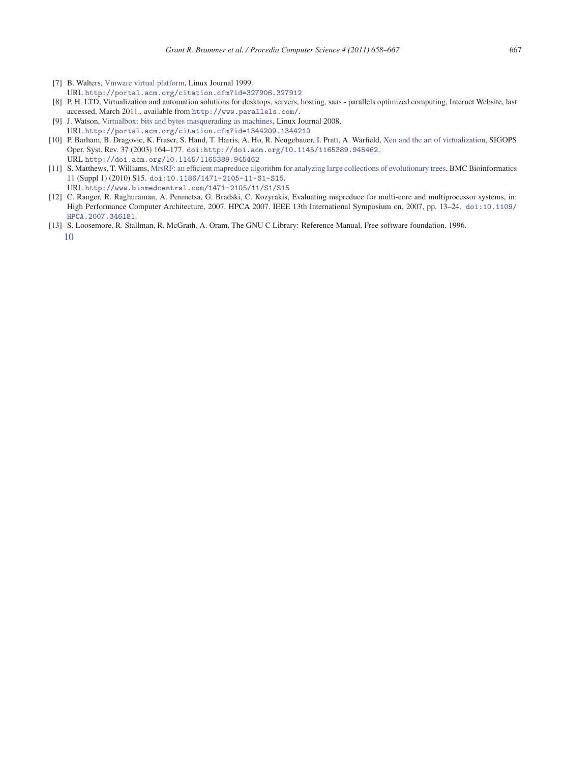[7] B. Walters, Vmware virtual platform, Linux Journal 1999.
URL http://portal.acm.org/citation.cfm?id=327906.327912

[8] P. H. LTD, Virtualization and automation solutions for desktops, servers, hosting, saas - parallels optimized computing, Internet Website, last accessed, March 2011., available from http://www.parallels.com/.

[9] J. Watson, Virtualbox: bits and bytes masquerading as machines, Linux Journal 2008.
URL http://portal.acm.org/citation.cfm?id=1344209.1344210

[10] P. Barham, B. Dragovic, K. Fraser, S. Hand, T. Harris, A. Ho, R. Neugebauer, I. Pratt, A. Warfield, Xen and the art of virtualization, SIGOPS Oper. Syst. Rev. 37 (2003) 164–177. doi:http://doi.acm.org/10.1145/1165389.945462.
URL http://doi.acm.org/10.1145/1165389.945462

[11] S. Matthews, T. Williams, MrsRF: an efficient mapreduce algorithm for analyzing large collections of evolutionary trees, BMC Bioinformatics 11 (Suppl 1) (2010) S15. doi:10.1186/1471-2105-11-S1-S15.
URL http://www.biomedcentral.com/1471-2105/11/S1/S15

[12] C. Ranger, R. Raghuraman, A. Penmetsa, G. Bradski, C. Kozyrakis, Evaluating mapreduce for multi-core and multiprocessor systems, in: High Performance Computer Architecture, 2007. HPCA 2007. IEEE 13th International Symposium on, 2007, pp. 13–24. doi:10.1109/HPCA.2007.346181.

[13] S. Loosemore, R. Stallman, R. McGrath, A. Oram, The GNU C Library: Reference Manual, Free software foundation, 1996.